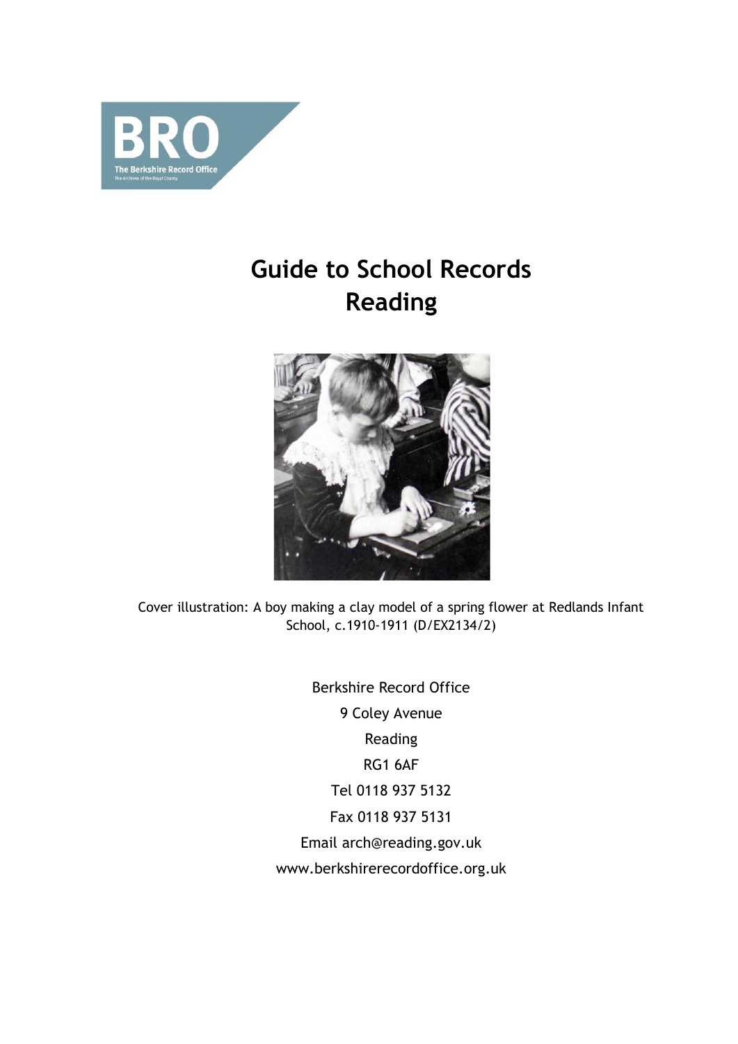# Guide to School Records Reading

Cover illustration: A boy making a clay model of a spring flower at Redlands Infant School, c.1910-1911 (D/EX2134/2)

Berkshire Record Office

9 Coley Avenue

Reading

RG1 6AF

Tel 0118 937 5132

Fax 0118 937 5131

Email arch@reading.gov.uk

www.berkshirerecordoffice.org.uk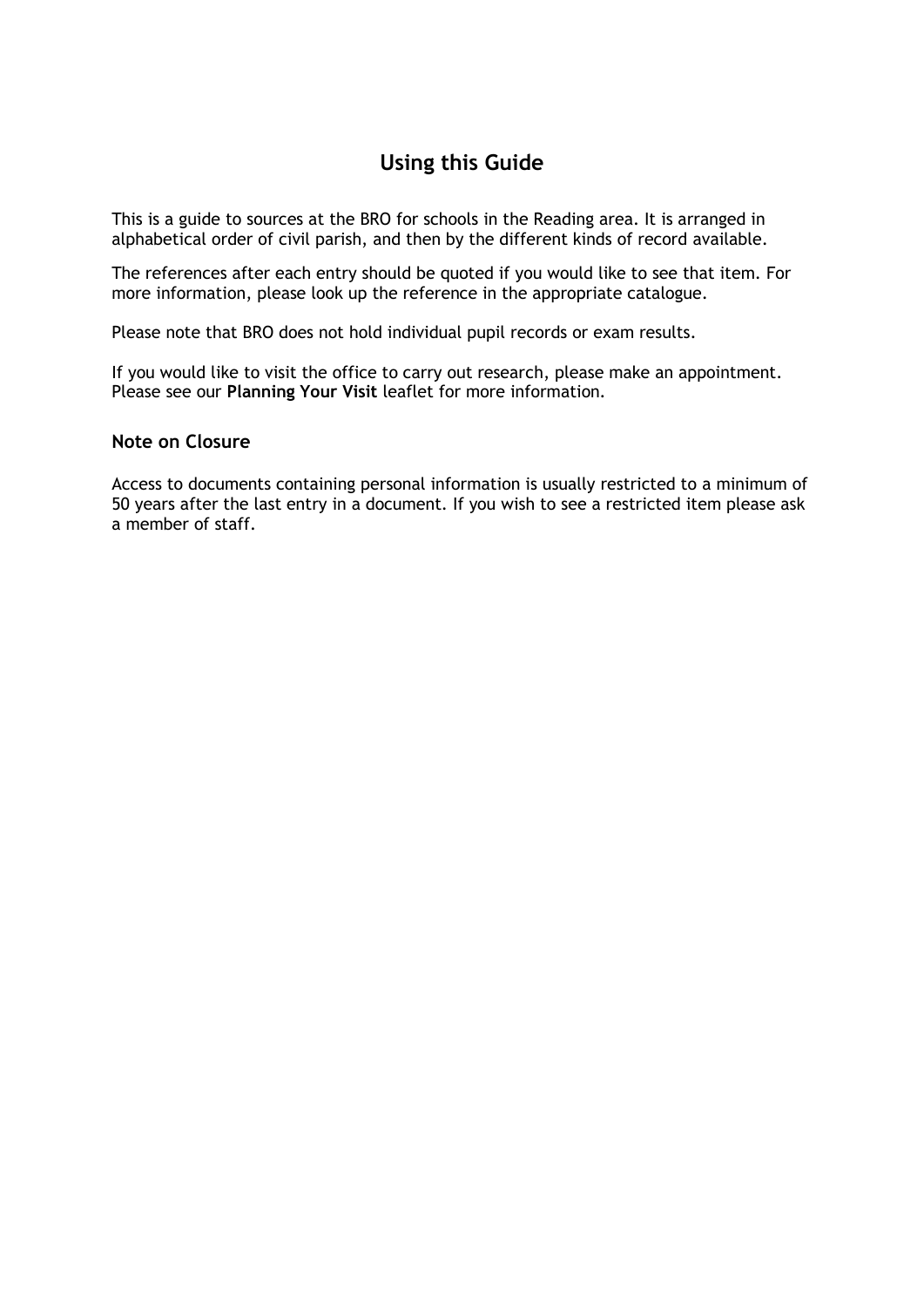# Using this Guide

This is a guide to sources at the BRO for schools in the Reading area. It is arranged in alphabetical order of civil parish, and then by the different kinds of record available.

The references after each entry should be quoted if you would like to see that item. For more information, please look up the reference in the appropriate catalogue.

Please note that BRO does not hold individual pupil records or exam results.

If you would like to visit the office to carry out research, please make an appointment. Please see our **Planning Your Visit** leaflet for more information.

### Note on Closure

Access to documents containing personal information is usually restricted to a minimum of 50 years after the last entry in a document. If you wish to see a restricted item please ask a member of staff.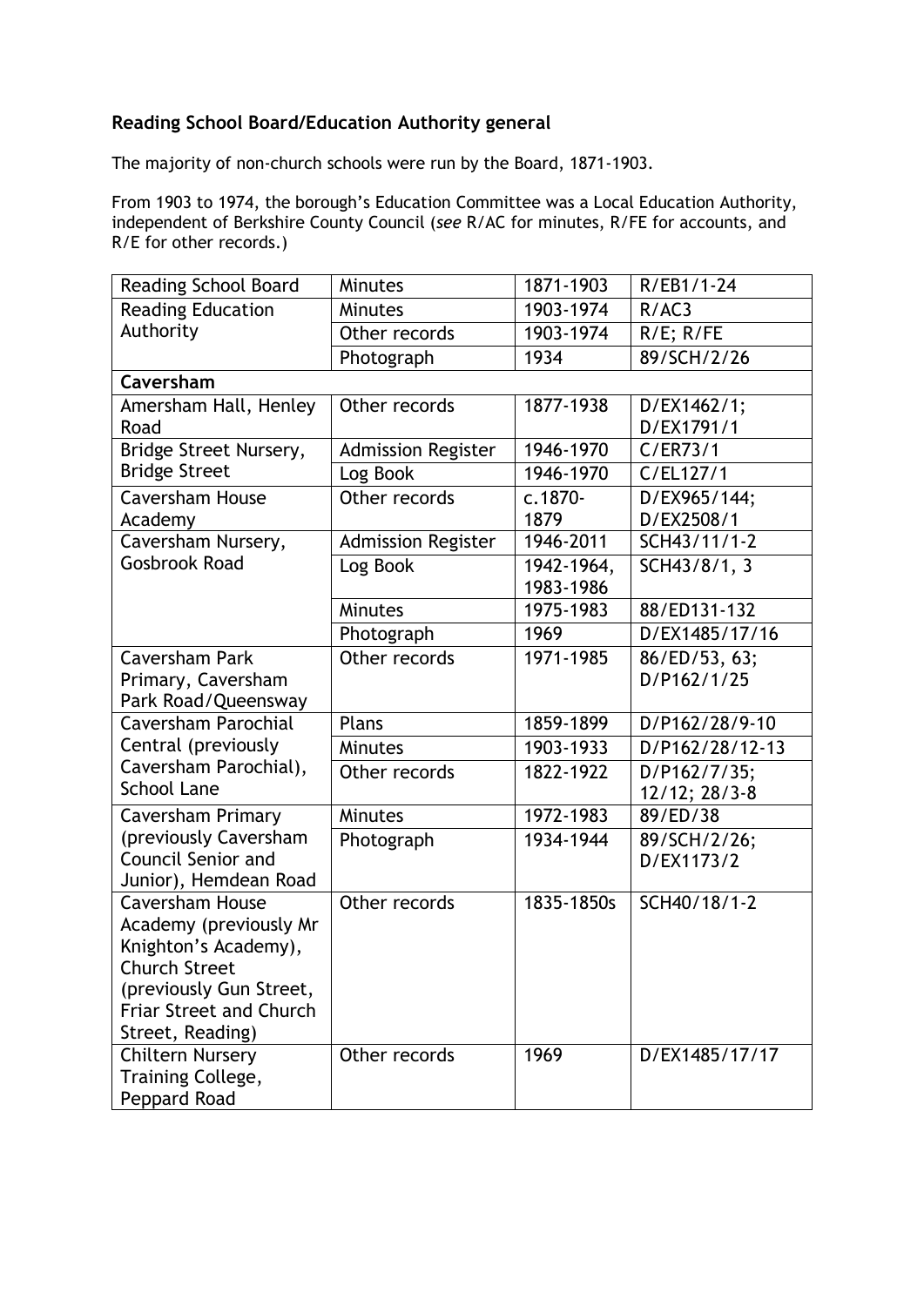**Reading School Board/Education Authority general**

The majority of non-church schools were run by the Board, 1871-1903.

From 1903 to 1974, the borough's Education Committee was a Local Education Authority, independent of Berkshire County Council (*see* R/AC for minutes, R/FE for accounts, and R/E for other records.)

| | | | |
|---|---|---|---|
| Reading School Board | Minutes | 1871-1903 | R/EB1/1-24 |
| Reading Education Authority | Minutes | 1903-1974 | R/AC3 |
| | Other records | 1903-1974 | R/E; R/FE |
| | Photograph | 1934 | 89/SCH/2/26 |
| **Caversham** | | | |
| Amersham Hall, Henley Road | Other records | 1877-1938 | D/EX1462/1; D/EX1791/1 |
| Bridge Street Nursery, Bridge Street | Admission Register | 1946-1970 | C/ER73/1 |
| | Log Book | 1946-1970 | C/EL127/1 |
| Caversham House Academy | Other records | c.1870-1879 | D/EX965/144; D/EX2508/1 |
| Caversham Nursery, Gosbrook Road | Admission Register | 1946-2011 | SCH43/11/1-2 |
| | Log Book | 1942-1964, 1983-1986 | SCH43/8/1, 3 |
| | Minutes | 1975-1983 | 88/ED131-132 |
| | Photograph | 1969 | D/EX1485/17/16 |
| Caversham Park Primary, Caversham Park Road/Queensway | Other records | 1971-1985 | 86/ED/53, 63; D/P162/1/25 |
| Caversham Parochial Central (previously Caversham Parochial), School Lane | Plans | 1859-1899 | D/P162/28/9-10 |
| | Minutes | 1903-1933 | D/P162/28/12-13 |
| | Other records | 1822-1922 | D/P162/7/35; 12/12; 28/3-8 |
| Caversham Primary (previously Caversham Council Senior and Junior), Hemdean Road | Minutes | 1972-1983 | 89/ED/38 |
| | Photograph | 1934-1944 | 89/SCH/2/26; D/EX1173/2 |
| Caversham House Academy (previously Mr Knighton's Academy), Church Street (previously Gun Street, Friar Street and Church Street, Reading) | Other records | 1835-1850s | SCH40/18/1-2 |
| Chiltern Nursery Training College, Peppard Road | Other records | 1969 | D/EX1485/17/17 |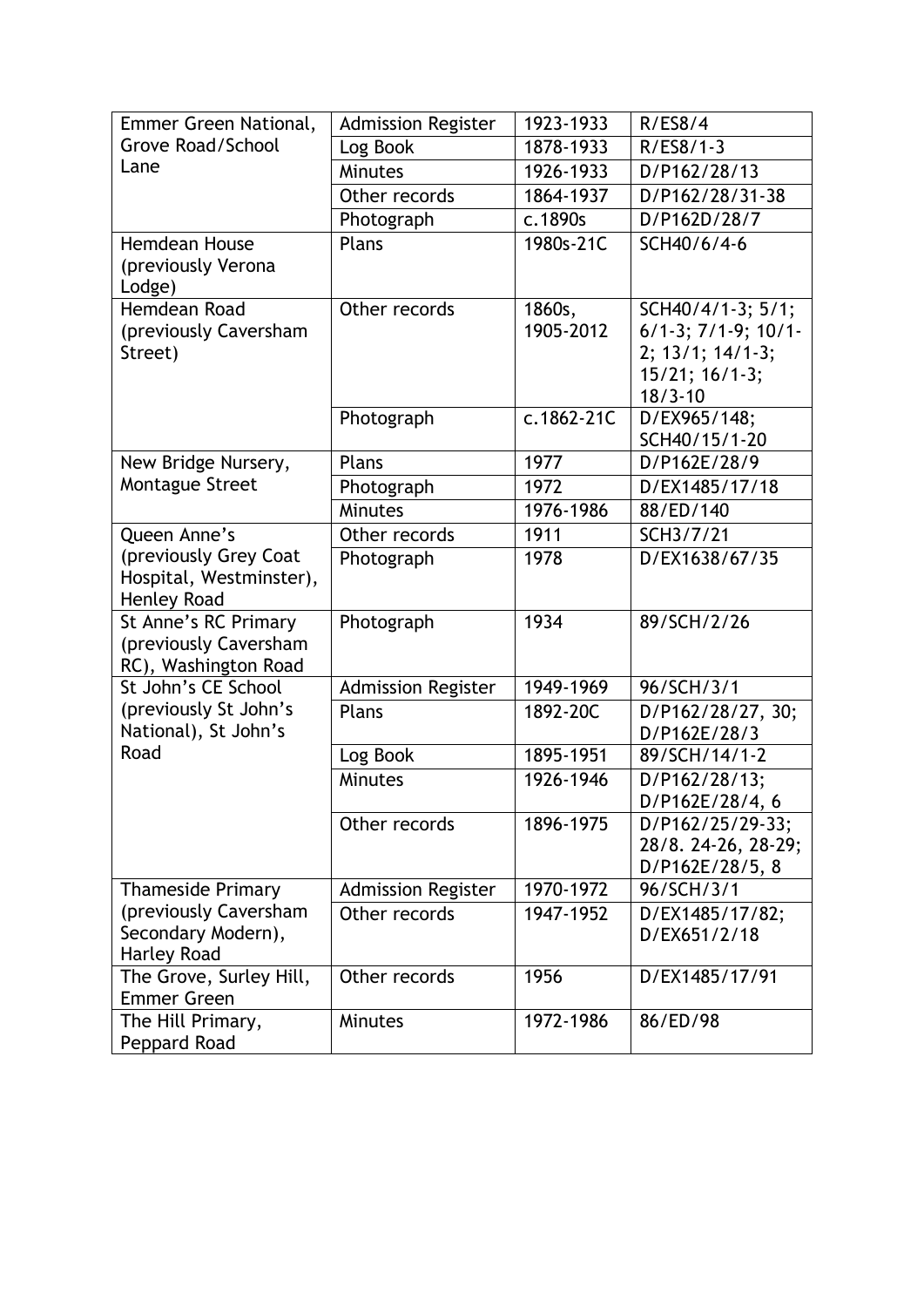| Emmer Green National, Grove Road/School Lane | Admission Register | 1923-1933 | R/ES8/4 |
|---|---|---|---|
| | Log Book | 1878-1933 | R/ES8/1-3 |
| | Minutes | 1926-1933 | D/P162/28/13 |
| | Other records | 1864-1937 | D/P162/28/31-38 |
| | Photograph | c.1890s | D/P162D/28/7 |
| Hemdean House (previously Verona Lodge) | Plans | 1980s-21C | SCH40/6/4-6 |
| Hemdean Road (previously Caversham Street) | Other records | 1860s, 1905-2012 | SCH40/4/1-3; 5/1; 6/1-3; 7/1-9; 10/1-2; 13/1; 14/1-3; 15/21; 16/1-3; 18/3-10 |
| | Photograph | c.1862-21C | D/EX965/148; SCH40/15/1-20 |
| New Bridge Nursery, Montague Street | Plans | 1977 | D/P162E/28/9 |
| | Photograph | 1972 | D/EX1485/17/18 |
| | Minutes | 1976-1986 | 88/ED/140 |
| Queen Anne's (previously Grey Coat Hospital, Westminster), Henley Road | Other records | 1911 | SCH3/7/21 |
| | Photograph | 1978 | D/EX1638/67/35 |
| St Anne's RC Primary (previously Caversham RC), Washington Road | Photograph | 1934 | 89/SCH/2/26 |
| St John's CE School (previously St John's National), St John's Road | Admission Register | 1949-1969 | 96/SCH/3/1 |
| | Plans | 1892-20C | D/P162/28/27, 30; D/P162E/28/3 |
| | Log Book | 1895-1951 | 89/SCH/14/1-2 |
| | Minutes | 1926-1946 | D/P162/28/13; D/P162E/28/4, 6 |
| | Other records | 1896-1975 | D/P162/25/29-33; 28/8. 24-26, 28-29; D/P162E/28/5, 8 |
| Thameside Primary (previously Caversham Secondary Modern), Harley Road | Admission Register | 1970-1972 | 96/SCH/3/1 |
| | Other records | 1947-1952 | D/EX1485/17/82; D/EX651/2/18 |
| The Grove, Surley Hill, Emmer Green | Other records | 1956 | D/EX1485/17/91 |
| The Hill Primary, Peppard Road | Minutes | 1972-1986 | 86/ED/98 |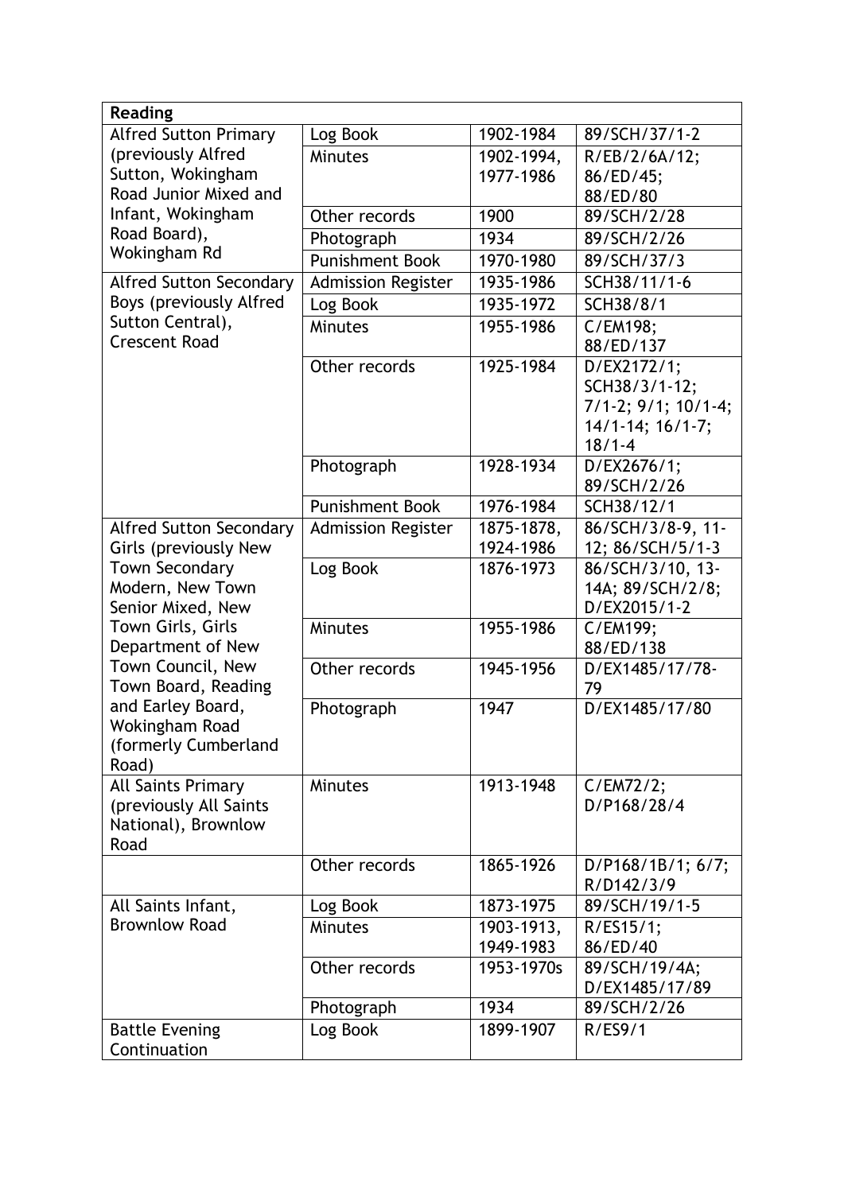| Reading | | | |
|---|---|---|---|
| Alfred Sutton Primary (previously Alfred Sutton, Wokingham Road Junior Mixed and Infant, Wokingham Road Board), Wokingham Rd | Log Book | 1902-1984 | 89/SCH/37/1-2 |
| | Minutes | 1902-1994, 1977-1986 | R/EB/2/6A/12; 86/ED/45; 88/ED/80 |
| | Other records | 1900 | 89/SCH/2/28 |
| | Photograph | 1934 | 89/SCH/2/26 |
| | Punishment Book | 1970-1980 | 89/SCH/37/3 |
| Alfred Sutton Secondary Boys (previously Alfred Sutton Central), Crescent Road | Admission Register | 1935-1986 | SCH38/11/1-6 |
| | Log Book | 1935-1972 | SCH38/8/1 |
| | Minutes | 1955-1986 | C/EM198; 88/ED/137 |
| | Other records | 1925-1984 | D/EX2172/1; SCH38/3/1-12; 7/1-2; 9/1; 10/1-4; 14/1-14; 16/1-7; 18/1-4 |
| | Photograph | 1928-1934 | D/EX2676/1; 89/SCH/2/26 |
| | Punishment Book | 1976-1984 | SCH38/12/1 |
| Alfred Sutton Secondary Girls (previously New Town Secondary Modern, New Town Senior Mixed, New Town Girls, Girls Department of New Town Council, New Town Board, Reading and Earley Board, Wokingham Road (formerly Cumberland Road) | Admission Register | 1875-1878, 1924-1986 | 86/SCH/3/8-9, 11-12; 86/SCH/5/1-3 |
| | Log Book | 1876-1973 | 86/SCH/3/10, 13-14A; 89/SCH/2/8; D/EX2015/1-2 |
| | Minutes | 1955-1986 | C/EM199; 88/ED/138 |
| | Other records | 1945-1956 | D/EX1485/17/78-79 |
| | Photograph | 1947 | D/EX1485/17/80 |
| All Saints Primary (previously All Saints National), Brownlow Road | Minutes | 1913-1948 | C/EM72/2; D/P168/28/4 |
| | Other records | 1865-1926 | D/P168/1B/1; 6/7; R/D142/3/9 |
| All Saints Infant, Brownlow Road | Log Book | 1873-1975 | 89/SCH/19/1-5 |
| | Minutes | 1903-1913, 1949-1983 | R/ES15/1; 86/ED/40 |
| | Other records | 1953-1970s | 89/SCH/19/4A; D/EX1485/17/89 |
| | Photograph | 1934 | 89/SCH/2/26 |
| Battle Evening Continuation | Log Book | 1899-1907 | R/ES9/1 |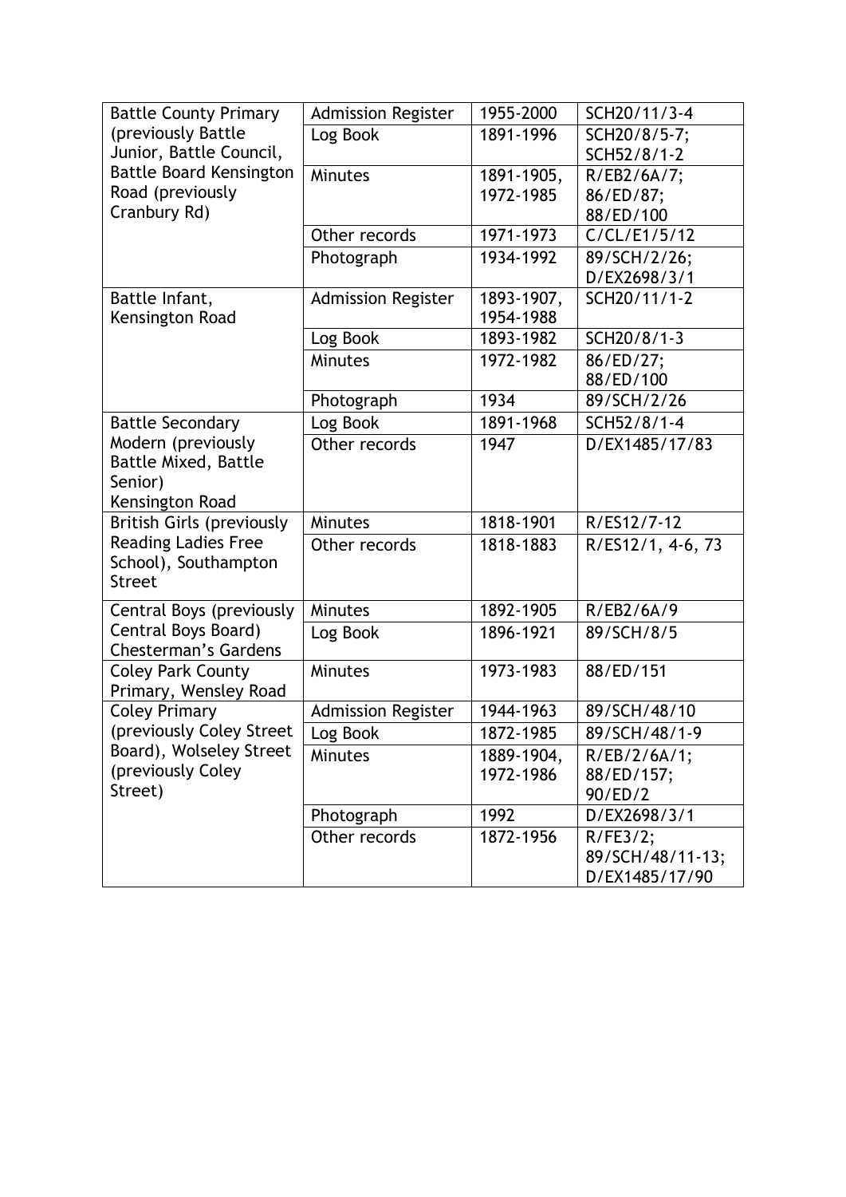| | | | |
|---|---|---|---|
| Battle County Primary (previously Battle Junior, Battle Council, Battle Board Kensington Road (previously Cranbury Rd) | Admission Register | 1955-2000 | SCH20/11/3-4 |
| | Log Book | 1891-1996 | SCH20/8/5-7; SCH52/8/1-2 |
| | Minutes | 1891-1905, 1972-1985 | R/EB2/6A/7; 86/ED/87; 88/ED/100 |
| | Other records | 1971-1973 | C/CL/E1/5/12 |
| | Photograph | 1934-1992 | 89/SCH/2/26; D/EX2698/3/1 |
| Battle Infant, Kensington Road | Admission Register | 1893-1907, 1954-1988 | SCH20/11/1-2 |
| | Log Book | 1893-1982 | SCH20/8/1-3 |
| | Minutes | 1972-1982 | 86/ED/27; 88/ED/100 |
| | Photograph | 1934 | 89/SCH/2/26 |
| Battle Secondary Modern (previously Battle Mixed, Battle Senior) Kensington Road | Log Book | 1891-1968 | SCH52/8/1-4 |
| | Other records | 1947 | D/EX1485/17/83 |
| British Girls (previously Reading Ladies Free School), Southampton Street | Minutes | 1818-1901 | R/ES12/7-12 |
| | Other records | 1818-1883 | R/ES12/1, 4-6, 73 |
| Central Boys (previously Central Boys Board) Chesterman's Gardens | Minutes | 1892-1905 | R/EB2/6A/9 |
| | Log Book | 1896-1921 | 89/SCH/8/5 |
| Coley Park County Primary, Wensley Road | Minutes | 1973-1983 | 88/ED/151 |
| Coley Primary (previously Coley Street Board), Wolseley Street (previously Coley Street) | Admission Register | 1944-1963 | 89/SCH/48/10 |
| | Log Book | 1872-1985 | 89/SCH/48/1-9 |
| | Minutes | 1889-1904, 1972-1986 | R/EB/2/6A/1; 88/ED/157; 90/ED/2 |
| | Photograph | 1992 | D/EX2698/3/1 |
| | Other records | 1872-1956 | R/FE3/2; 89/SCH/48/11-13; D/EX1485/17/90 |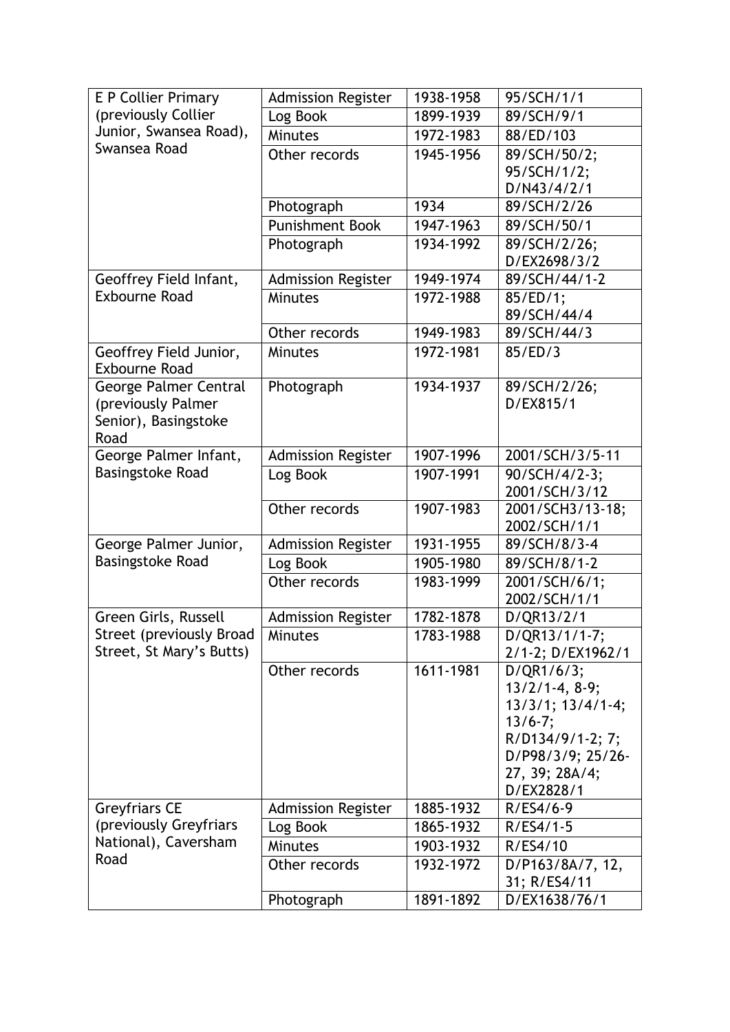| | | | |
|---|---|---|---|
| E P Collier Primary (previously Collier Junior, Swansea Road), Swansea Road | Admission Register | 1938-1958 | 95/SCH/1/1 |
| | Log Book | 1899-1939 | 89/SCH/9/1 |
| | Minutes | 1972-1983 | 88/ED/103 |
| | Other records | 1945-1956 | 89/SCH/50/2; 95/SCH/1/2; D/N43/4/2/1 |
| | Photograph | 1934 | 89/SCH/2/26 |
| | Punishment Book | 1947-1963 | 89/SCH/50/1 |
| | Photograph | 1934-1992 | 89/SCH/2/26; D/EX2698/3/2 |
| Geoffrey Field Infant, Exbourne Road | Admission Register | 1949-1974 | 89/SCH/44/1-2 |
| | Minutes | 1972-1988 | 85/ED/1; 89/SCH/44/4 |
| | Other records | 1949-1983 | 89/SCH/44/3 |
| Geoffrey Field Junior, Exbourne Road | Minutes | 1972-1981 | 85/ED/3 |
| George Palmer Central (previously Palmer Senior), Basingstoke Road | Photograph | 1934-1937 | 89/SCH/2/26; D/EX815/1 |
| George Palmer Infant, Basingstoke Road | Admission Register | 1907-1996 | 2001/SCH/3/5-11 |
| | Log Book | 1907-1991 | 90/SCH/4/2-3; 2001/SCH/3/12 |
| | Other records | 1907-1983 | 2001/SCH3/13-18; 2002/SCH/1/1 |
| George Palmer Junior, Basingstoke Road | Admission Register | 1931-1955 | 89/SCH/8/3-4 |
| | Log Book | 1905-1980 | 89/SCH/8/1-2 |
| | Other records | 1983-1999 | 2001/SCH/6/1; 2002/SCH/1/1 |
| Green Girls, Russell Street (previously Broad Street, St Mary's Butts) | Admission Register | 1782-1878 | D/QR13/2/1 |
| | Minutes | 1783-1988 | D/QR13/1/1-7; 2/1-2; D/EX1962/1 |
| | Other records | 1611-1981 | D/QR1/6/3; 13/2/1-4, 8-9; 13/3/1; 13/4/1-4; 13/6-7; R/D134/9/1-2; 7; D/P98/3/9; 25/26-27, 39; 28A/4; D/EX2828/1 |
| Greyfriars CE (previously Greyfriars National), Caversham Road | Admission Register | 1885-1932 | R/ES4/6-9 |
| | Log Book | 1865-1932 | R/ES4/1-5 |
| | Minutes | 1903-1932 | R/ES4/10 |
| | Other records | 1932-1972 | D/P163/8A/7, 12, 31; R/ES4/11 |
| | Photograph | 1891-1892 | D/EX1638/76/1 |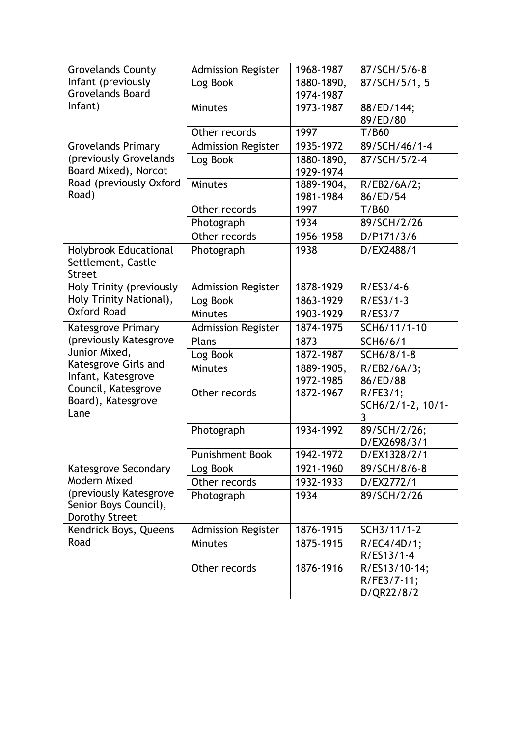| | | | |
|---|---|---|---|
| Grovelands County Infant (previously Grovelands Board Infant) | Admission Register | 1968-1987 | 87/SCH/5/6-8 |
| | Log Book | 1880-1890, 1974-1987 | 87/SCH/5/1, 5 |
| | Minutes | 1973-1987 | 88/ED/144; 89/ED/80 |
| | Other records | 1997 | T/B60 |
| Grovelands Primary (previously Grovelands Board Mixed), Norcot Road (previously Oxford Road) | Admission Register | 1935-1972 | 89/SCH/46/1-4 |
| | Log Book | 1880-1890, 1929-1974 | 87/SCH/5/2-4 |
| | Minutes | 1889-1904, 1981-1984 | R/EB2/6A/2; 86/ED/54 |
| | Other records | 1997 | T/B60 |
| | Photograph | 1934 | 89/SCH/2/26 |
| | Other records | 1956-1958 | D/P171/3/6 |
| Holybrook Educational Settlement, Castle Street | Photograph | 1938 | D/EX2488/1 |
| Holy Trinity (previously Holy Trinity National), Oxford Road | Admission Register | 1878-1929 | R/ES3/4-6 |
| | Log Book | 1863-1929 | R/ES3/1-3 |
| | Minutes | 1903-1929 | R/ES3/7 |
| Katesgrove Primary (previously Katesgrove Junior Mixed, Katesgrove Girls and Infant, Katesgrove Council, Katesgrove Board), Katesgrove Lane | Admission Register | 1874-1975 | SCH6/11/1-10 |
| | Plans | 1873 | SCH6/6/1 |
| | Log Book | 1872-1987 | SCH6/8/1-8 |
| | Minutes | 1889-1905, 1972-1985 | R/EB2/6A/3; 86/ED/88 |
| | Other records | 1872-1967 | R/FE3/1; SCH6/2/1-2, 10/1-3 |
| | Photograph | 1934-1992 | 89/SCH/2/26; D/EX2698/3/1 |
| | Punishment Book | 1942-1972 | D/EX1328/2/1 |
| Katesgrove Secondary Modern Mixed (previously Katesgrove Senior Boys Council), Dorothy Street | Log Book | 1921-1960 | 89/SCH/8/6-8 |
| | Other records | 1932-1933 | D/EX2772/1 |
| | Photograph | 1934 | 89/SCH/2/26 |
| Kendrick Boys, Queens Road | Admission Register | 1876-1915 | SCH3/11/1-2 |
| | Minutes | 1875-1915 | R/EC4/4D/1; R/ES13/1-4 |
| | Other records | 1876-1916 | R/ES13/10-14; R/FE3/7-11; D/QR22/8/2 |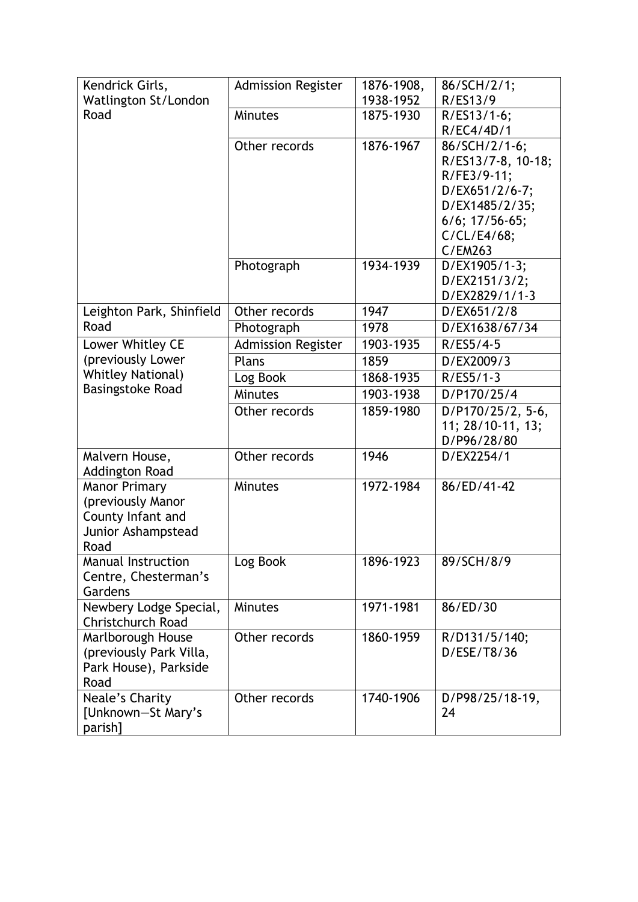| Kendrick Girls, Watlington St/London Road | Admission Register | 1876-1908, 1938-1952 | 86/SCH/2/1; R/ES13/9 |
|---|---|---|---|
| | Minutes | 1875-1930 | R/ES13/1-6; R/EC4/4D/1 |
| | Other records | 1876-1967 | 86/SCH/2/1-6; R/ES13/7-8, 10-18; R/FE3/9-11; D/EX651/2/6-7; D/EX1485/2/35; 6/6; 17/56-65; C/CL/E4/68; C/EM263 |
| | Photograph | 1934-1939 | D/EX1905/1-3; D/EX2151/3/2; D/EX2829/1/1-3 |
| Leighton Park, Shinfield Road | Other records | 1947 | D/EX651/2/8 |
| | Photograph | 1978 | D/EX1638/67/34 |
| Lower Whitley CE (previously Lower Whitley National) Basingstoke Road | Admission Register | 1903-1935 | R/ES5/4-5 |
| | Plans | 1859 | D/EX2009/3 |
| | Log Book | 1868-1935 | R/ES5/1-3 |
| | Minutes | 1903-1938 | D/P170/25/4 |
| | Other records | 1859-1980 | D/P170/25/2, 5-6, 11; 28/10-11, 13; D/P96/28/80 |
| Malvern House, Addington Road | Other records | 1946 | D/EX2254/1 |
| Manor Primary (previously Manor County Infant and Junior Ashampstead Road | Minutes | 1972-1984 | 86/ED/41-42 |
| Manual Instruction Centre, Chesterman's Gardens | Log Book | 1896-1923 | 89/SCH/8/9 |
| Newbery Lodge Special, Christchurch Road | Minutes | 1971-1981 | 86/ED/30 |
| Marlborough House (previously Park Villa, Park House), Parkside Road | Other records | 1860-1959 | R/D131/5/140; D/ESE/T8/36 |
| Neale's Charity [Unknown—St Mary's parish] | Other records | 1740-1906 | D/P98/25/18-19, 24 |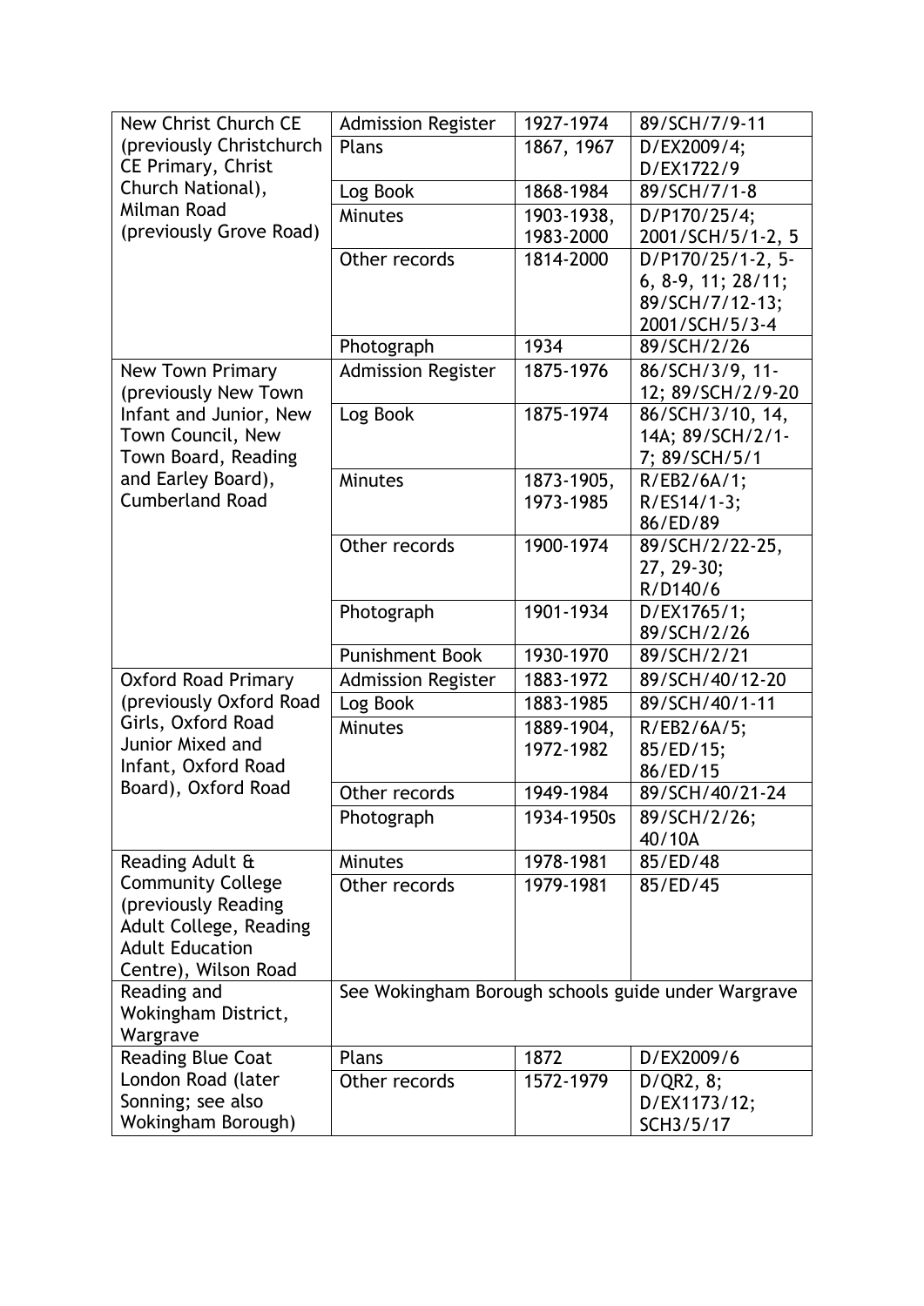| | | | |
|---|---|---|---|
| New Christ Church CE (previously Christchurch CE Primary, Christ Church National), Milman Road (previously Grove Road) | Admission Register | 1927-1974 | 89/SCH/7/9-11 |
| | Plans | 1867, 1967 | D/EX2009/4; D/EX1722/9 |
| | Log Book | 1868-1984 | 89/SCH/7/1-8 |
| | Minutes | 1903-1938, 1983-2000 | D/P170/25/4; 2001/SCH/5/1-2, 5 |
| | Other records | 1814-2000 | D/P170/25/1-2, 5-6, 8-9, 11; 28/11; 89/SCH/7/12-13; 2001/SCH/5/3-4 |
| | Photograph | 1934 | 89/SCH/2/26 |
| New Town Primary (previously New Town Infant and Junior, New Town Council, New Town Board, Reading and Earley Board), Cumberland Road | Admission Register | 1875-1976 | 86/SCH/3/9, 11-12; 89/SCH/2/9-20 |
| | Log Book | 1875-1974 | 86/SCH/3/10, 14, 14A; 89/SCH/2/1-7; 89/SCH/5/1 |
| | Minutes | 1873-1905, 1973-1985 | R/EB2/6A/1; R/ES14/1-3; 86/ED/89 |
| | Other records | 1900-1974 | 89/SCH/2/22-25, 27, 29-30; R/D140/6 |
| | Photograph | 1901-1934 | D/EX1765/1; 89/SCH/2/26 |
| | Punishment Book | 1930-1970 | 89/SCH/2/21 |
| Oxford Road Primary (previously Oxford Road Girls, Oxford Road Junior Mixed and Infant, Oxford Road Board), Oxford Road | Admission Register | 1883-1972 | 89/SCH/40/12-20 |
| | Log Book | 1883-1985 | 89/SCH/40/1-11 |
| | Minutes | 1889-1904, 1972-1982 | R/EB2/6A/5; 85/ED/15; 86/ED/15 |
| | Other records | 1949-1984 | 89/SCH/40/21-24 |
| | Photograph | 1934-1950s | 89/SCH/2/26; 40/10A |
| Reading Adult & Community College (previously Reading Adult College, Reading Adult Education Centre), Wilson Road | Minutes | 1978-1981 | 85/ED/48 |
| | Other records | 1979-1981 | 85/ED/45 |
| Reading and Wokingham District, Wargrave | See Wokingham Borough schools guide under Wargrave | | |
| Reading Blue Coat London Road (later Sonning; see also Wokingham Borough) | Plans | 1872 | D/EX2009/6 |
| | Other records | 1572-1979 | D/QR2, 8; D/EX1173/12; SCH3/5/17 |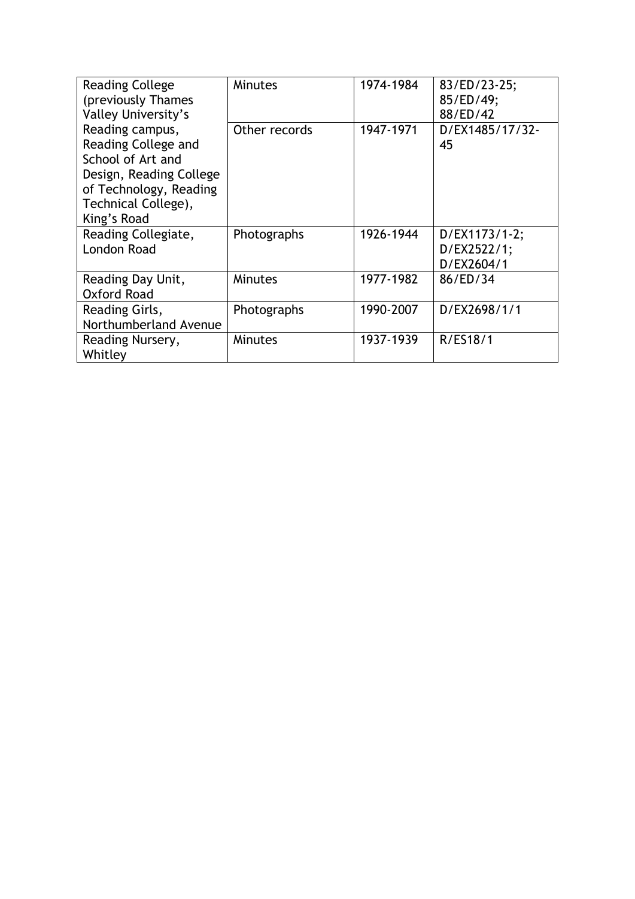| Reading College (previously Thames Valley University's Reading campus, Reading College and School of Art and Design, Reading College of Technology, Reading Technical College), King's Road | Minutes | 1974-1984 | 83/ED/23-25; 85/ED/49; 88/ED/42 |
|---|---|---|---|
| | Other records | 1947-1971 | D/EX1485/17/32-45 |
| Reading Collegiate, London Road | Photographs | 1926-1944 | D/EX1173/1-2; D/EX2522/1; D/EX2604/1 |
| Reading Day Unit, Oxford Road | Minutes | 1977-1982 | 86/ED/34 |
| Reading Girls, Northumberland Avenue | Photographs | 1990-2007 | D/EX2698/1/1 |
| Reading Nursery, Whitley | Minutes | 1937-1939 | R/ES18/1 |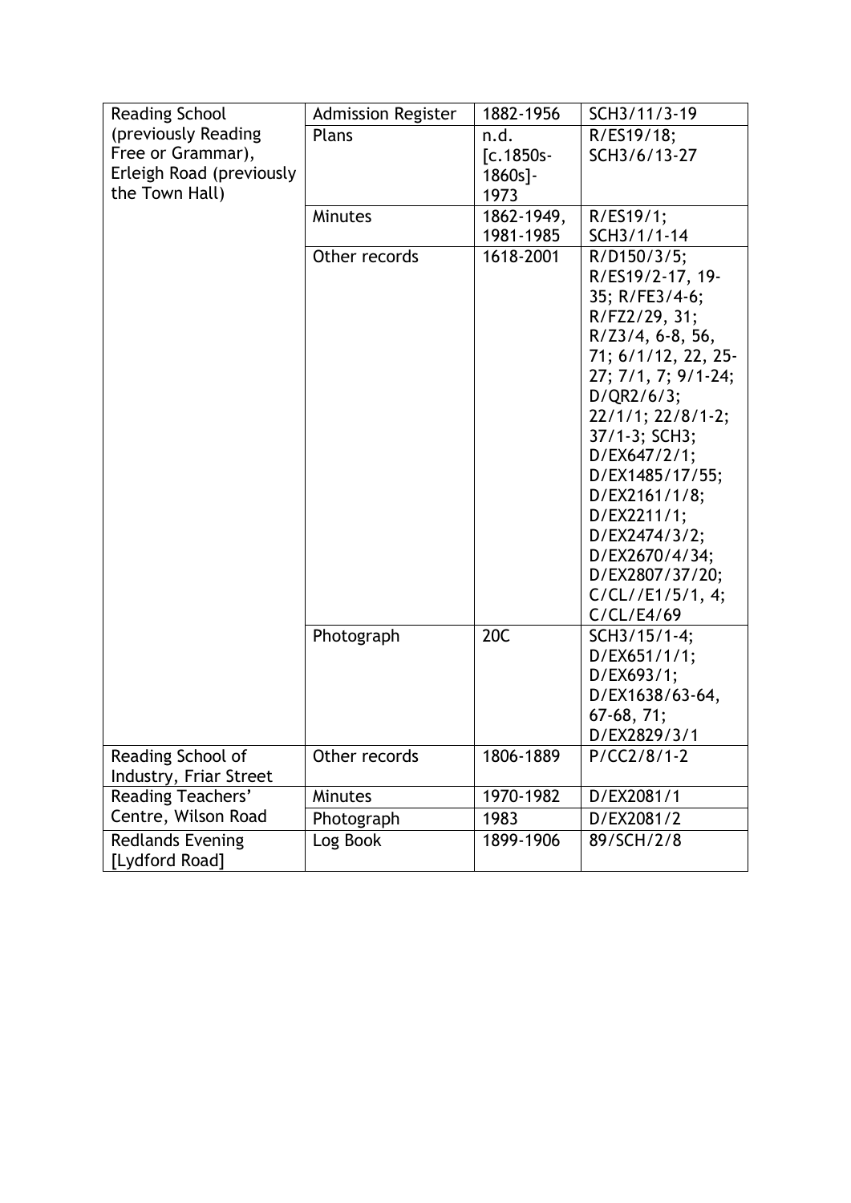| | | | |
|---|---|---|---|
| Reading School (previously Reading Free or Grammar), Erleigh Road (previously the Town Hall) | Admission Register | 1882-1956 | SCH3/11/3-19 |
| | Plans | n.d. [c.1850s-1860s]-1973 | R/ES19/18; SCH3/6/13-27 |
| | Minutes | 1862-1949, 1981-1985 | R/ES19/1; SCH3/1/1-14 |
| | Other records | 1618-2001 | R/D150/3/5; R/ES19/2-17, 19-35; R/FE3/4-6; R/FZ2/29, 31; R/Z3/4, 6-8, 56, 71; 6/1/12, 22, 25-27; 7/1, 7; 9/1-24; D/QR2/6/3; 22/1/1; 22/8/1-2; 37/1-3; SCH3; D/EX647/2/1; D/EX1485/17/55; D/EX2161/1/8; D/EX2211/1; D/EX2474/3/2; D/EX2670/4/34; D/EX2807/37/20; C/CL//E1/5/1, 4; C/CL/E4/69 |
| | Photograph | 20C | SCH3/15/1-4; D/EX651/1/1; D/EX693/1; D/EX1638/63-64, 67-68, 71; D/EX2829/3/1 |
| Reading School of Industry, Friar Street | Other records | 1806-1889 | P/CC2/8/1-2 |
| Reading Teachers' Centre, Wilson Road | Minutes | 1970-1982 | D/EX2081/1 |
| | Photograph | 1983 | D/EX2081/2 |
| Redlands Evening [Lydford Road] | Log Book | 1899-1906 | 89/SCH/2/8 |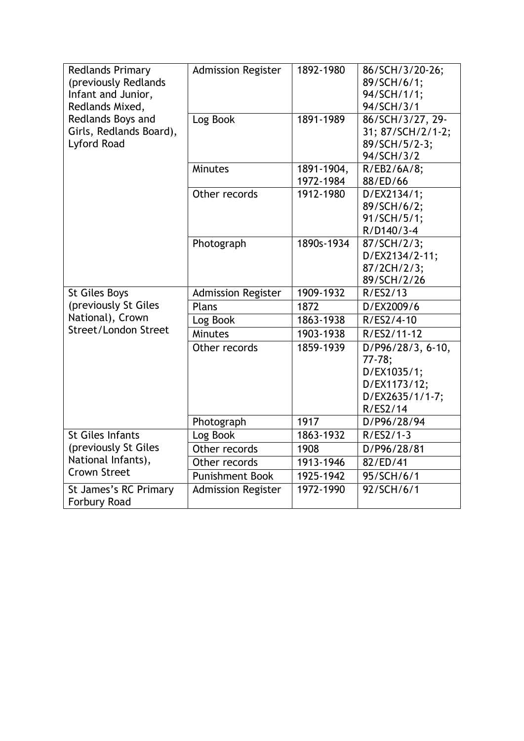| Redlands Primary (previously Redlands Infant and Junior, Redlands Mixed, Redlands Boys and Girls, Redlands Board), Lyford Road | Admission Register | 1892-1980 | 86/SCH/3/20-26; 89/SCH/6/1; 94/SCH/1/1; 94/SCH/3/1 |
|---|---|---|---|
| | Log Book | 1891-1989 | 86/SCH/3/27, 29-31; 87/SCH/2/1-2; 89/SCH/5/2-3; 94/SCH/3/2 |
| | Minutes | 1891-1904, 1972-1984 | R/EB2/6A/8; 88/ED/66 |
| | Other records | 1912-1980 | D/EX2134/1; 89/SCH/6/2; 91/SCH/5/1; R/D140/3-4 |
| | Photograph | 1890s-1934 | 87/SCH/2/3; D/EX2134/2-11; 87/2CH/2/3; 89/SCH/2/26 |
| St Giles Boys (previously St Giles National), Crown Street/London Street | Admission Register | 1909-1932 | R/ES2/13 |
| | Plans | 1872 | D/EX2009/6 |
| | Log Book | 1863-1938 | R/ES2/4-10 |
| | Minutes | 1903-1938 | R/ES2/11-12 |
| | Other records | 1859-1939 | D/P96/28/3, 6-10, 77-78; D/EX1035/1; D/EX1173/12; D/EX2635/1/1-7; R/ES2/14 |
| | Photograph | 1917 | D/P96/28/94 |
| St Giles Infants (previously St Giles National Infants), Crown Street | Log Book | 1863-1932 | R/ES2/1-3 |
| | Other records | 1908 | D/P96/28/81 |
| | Other records | 1913-1946 | 82/ED/41 |
| | Punishment Book | 1925-1942 | 95/SCH/6/1 |
| St James's RC Primary Forbury Road | Admission Register | 1972-1990 | 92/SCH/6/1 |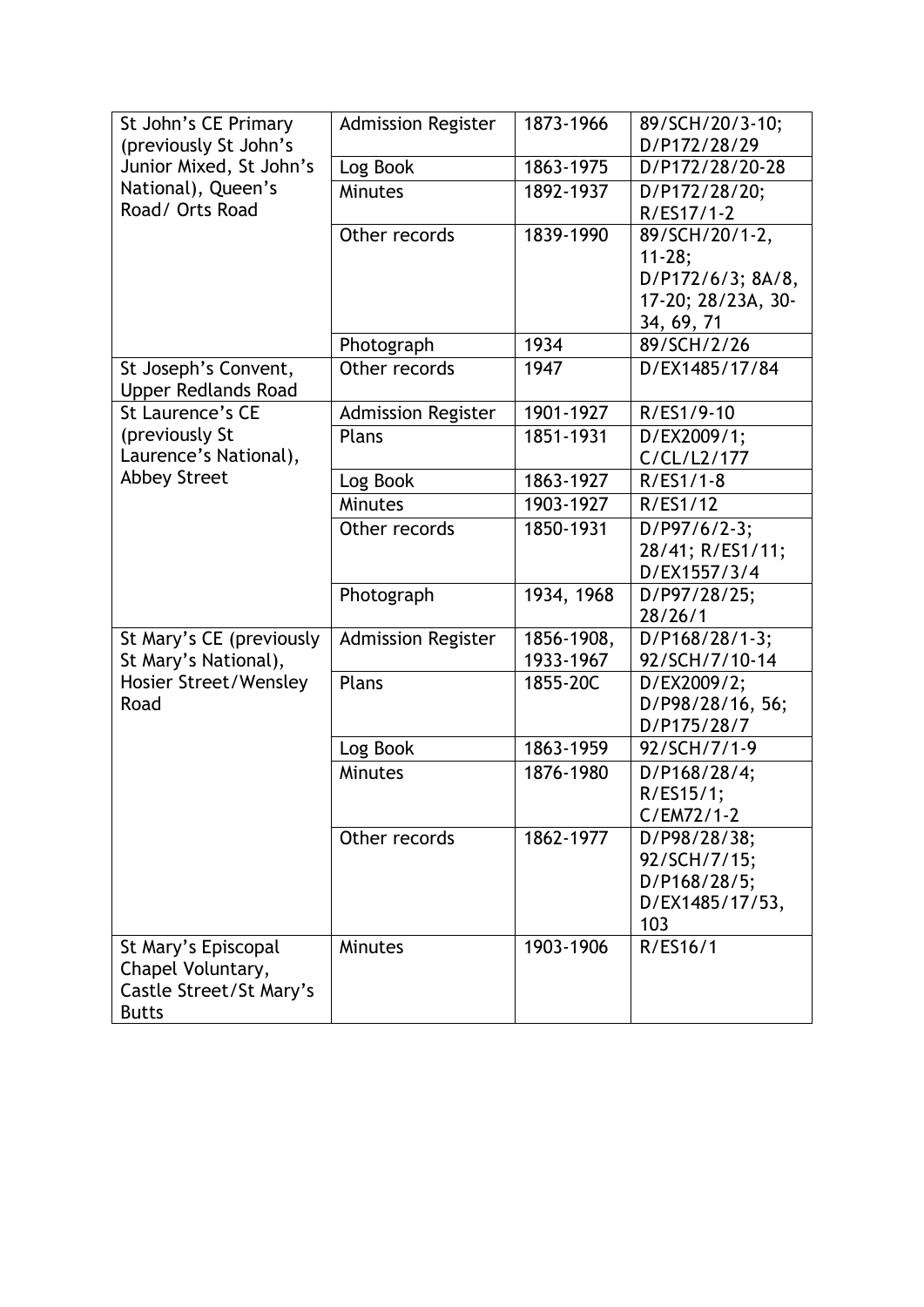| St John's CE Primary (previously St John's Junior Mixed, St John's National), Queen's Road/ Orts Road | Admission Register | 1873-1966 | 89/SCH/20/3-10; D/P172/28/29 |
|---|---|---|---|
| | Log Book | 1863-1975 | D/P172/28/20-28 |
| | Minutes | 1892-1937 | D/P172/28/20; R/ES17/1-2 |
| | Other records | 1839-1990 | 89/SCH/20/1-2, 11-28; D/P172/6/3; 8A/8, 17-20; 28/23A, 30-34, 69, 71 |
| | Photograph | 1934 | 89/SCH/2/26 |
| St Joseph's Convent, Upper Redlands Road | Other records | 1947 | D/EX1485/17/84 |
| St Laurence's CE (previously St Laurence's National), Abbey Street | Admission Register | 1901-1927 | R/ES1/9-10 |
| | Plans | 1851-1931 | D/EX2009/1; C/CL/L2/177 |
| | Log Book | 1863-1927 | R/ES1/1-8 |
| | Minutes | 1903-1927 | R/ES1/12 |
| | Other records | 1850-1931 | D/P97/6/2-3; 28/41; R/ES1/11; D/EX1557/3/4 |
| | Photograph | 1934, 1968 | D/P97/28/25; 28/26/1 |
| St Mary's CE (previously St Mary's National), Hosier Street/Wensley Road | Admission Register | 1856-1908, 1933-1967 | D/P168/28/1-3; 92/SCH/7/10-14 |
| | Plans | 1855-20C | D/EX2009/2; D/P98/28/16, 56; D/P175/28/7 |
| | Log Book | 1863-1959 | 92/SCH/7/1-9 |
| | Minutes | 1876-1980 | D/P168/28/4; R/ES15/1; C/EM72/1-2 |
| | Other records | 1862-1977 | D/P98/28/38; 92/SCH/7/15; D/P168/28/5; D/EX1485/17/53, 103 |
| St Mary's Episcopal Chapel Voluntary, Castle Street/St Mary's Butts | Minutes | 1903-1906 | R/ES16/1 |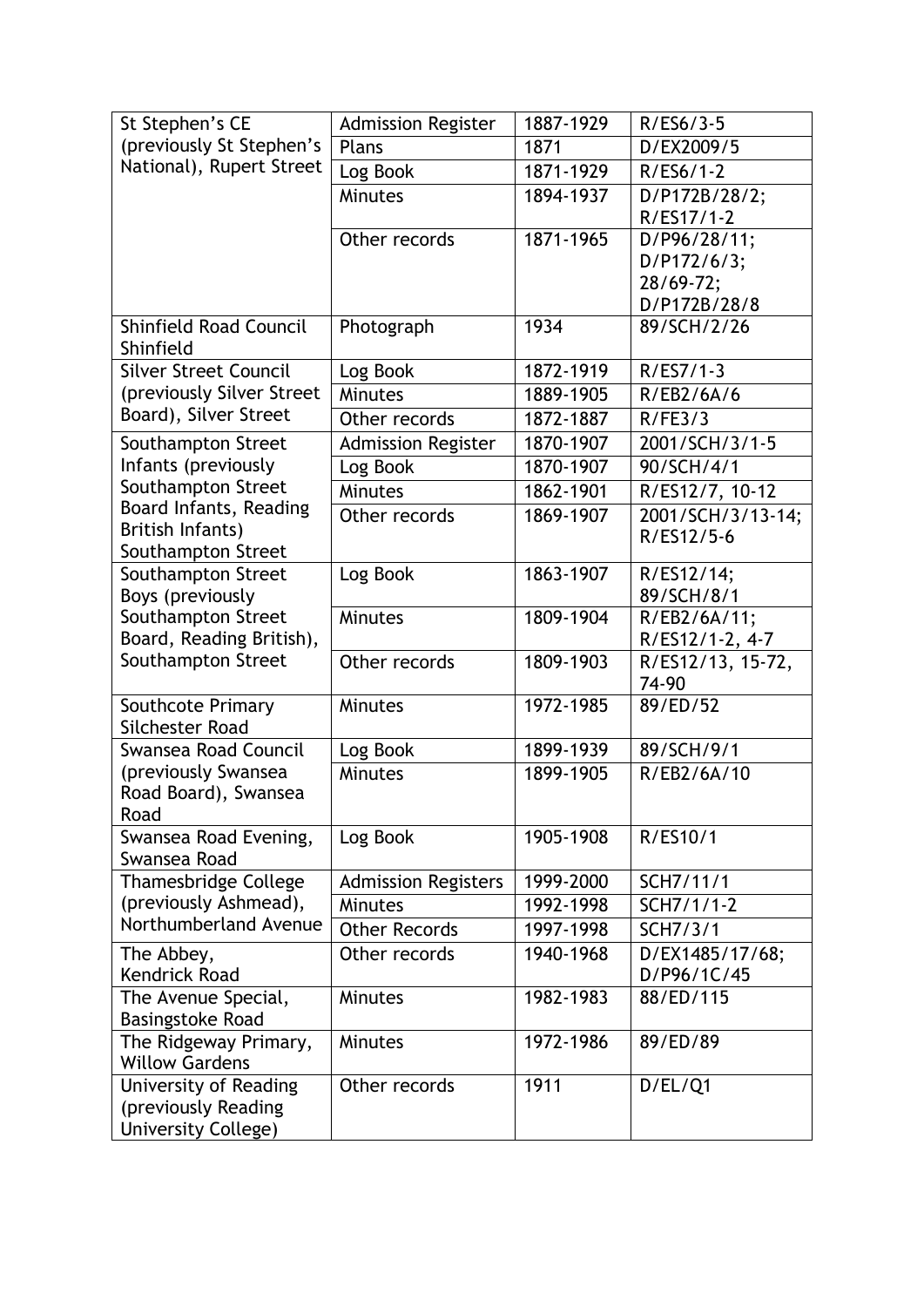| St Stephen's CE (previously St Stephen's National), Rupert Street | Admission Register | 1887-1929 | R/ES6/3-5 |
|---|---|---|---|
| | Plans | 1871 | D/EX2009/5 |
| | Log Book | 1871-1929 | R/ES6/1-2 |
| | Minutes | 1894-1937 | D/P172B/28/2; R/ES17/1-2 |
| | Other records | 1871-1965 | D/P96/28/11; D/P172/6/3; 28/69-72; D/P172B/28/8 |
| Shinfield Road Council Shinfield | Photograph | 1934 | 89/SCH/2/26 |
| Silver Street Council (previously Silver Street Board), Silver Street | Log Book | 1872-1919 | R/ES7/1-3 |
| | Minutes | 1889-1905 | R/EB2/6A/6 |
| | Other records | 1872-1887 | R/FE3/3 |
| Southampton Street Infants (previously Southampton Street Board Infants, Reading British Infants) Southampton Street | Admission Register | 1870-1907 | 2001/SCH/3/1-5 |
| | Log Book | 1870-1907 | 90/SCH/4/1 |
| | Minutes | 1862-1901 | R/ES12/7, 10-12 |
| | Other records | 1869-1907 | 2001/SCH/3/13-14; R/ES12/5-6 |
| Southampton Street Boys (previously Southampton Street Board, Reading British), Southampton Street | Log Book | 1863-1907 | R/ES12/14; 89/SCH/8/1 |
| | Minutes | 1809-1904 | R/EB2/6A/11; R/ES12/1-2, 4-7 |
| | Other records | 1809-1903 | R/ES12/13, 15-72, 74-90 |
| Southcote Primary Silchester Road | Minutes | 1972-1985 | 89/ED/52 |
| Swansea Road Council (previously Swansea Road Board), Swansea Road | Log Book | 1899-1939 | 89/SCH/9/1 |
| | Minutes | 1899-1905 | R/EB2/6A/10 |
| Swansea Road Evening, Swansea Road | Log Book | 1905-1908 | R/ES10/1 |
| Thamesbridge College (previously Ashmead), Northumberland Avenue | Admission Registers | 1999-2000 | SCH7/11/1 |
| | Minutes | 1992-1998 | SCH7/1/1-2 |
| | Other Records | 1997-1998 | SCH7/3/1 |
| The Abbey, Kendrick Road | Other records | 1940-1968 | D/EX1485/17/68; D/P96/1C/45 |
| The Avenue Special, Basingstoke Road | Minutes | 1982-1983 | 88/ED/115 |
| The Ridgeway Primary, Willow Gardens | Minutes | 1972-1986 | 89/ED/89 |
| University of Reading (previously Reading University College) | Other records | 1911 | D/EL/Q1 |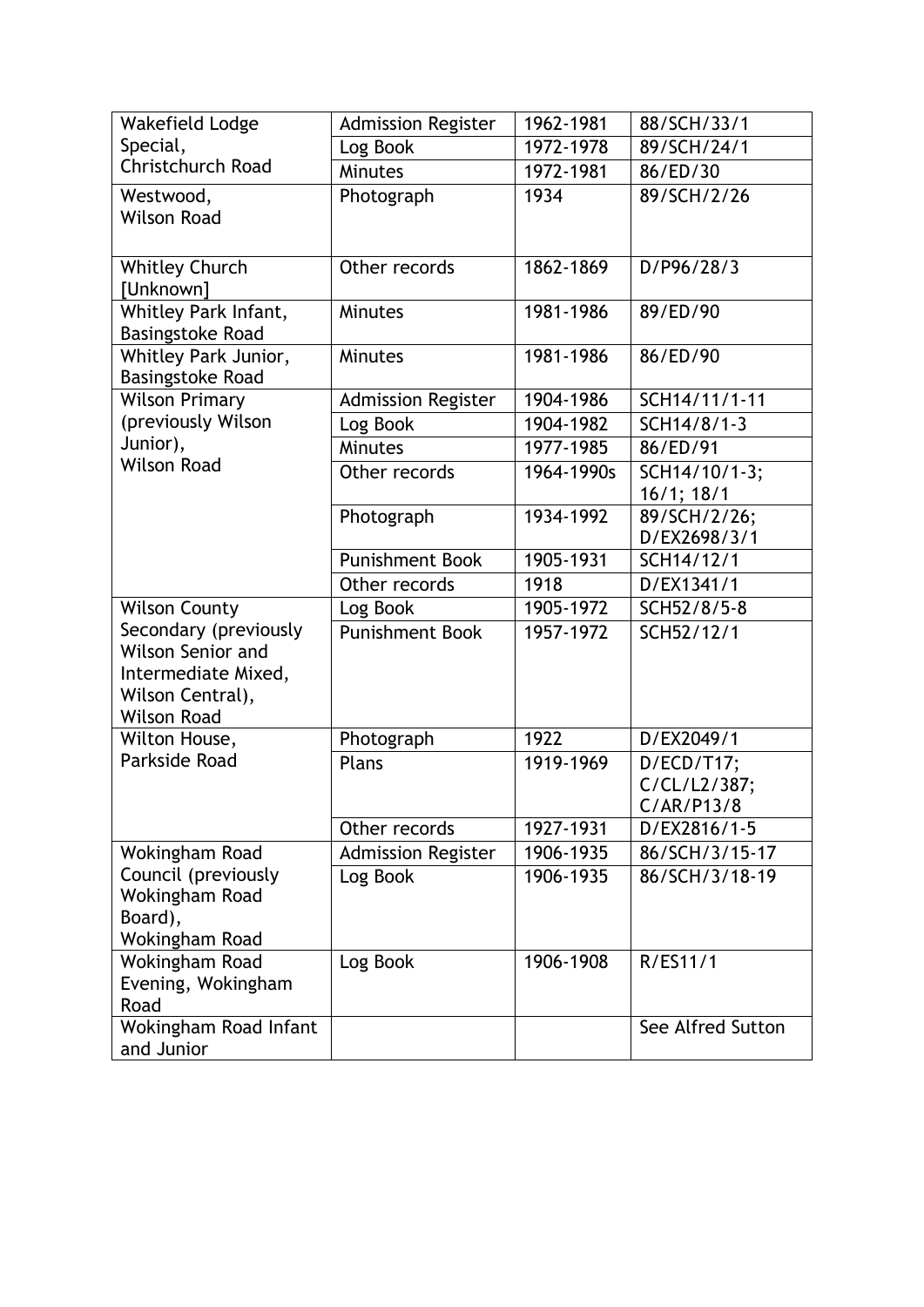| | | | |
|---|---|---|---|
| Wakefield Lodge Special, Christchurch Road | Admission Register | 1962-1981 | 88/SCH/33/1 |
| | Log Book | 1972-1978 | 89/SCH/24/1 |
| | Minutes | 1972-1981 | 86/ED/30 |
| Westwood, Wilson Road | Photograph | 1934 | 89/SCH/2/26 |
| Whitley Church [Unknown] | Other records | 1862-1869 | D/P96/28/3 |
| Whitley Park Infant, Basingstoke Road | Minutes | 1981-1986 | 89/ED/90 |
| Whitley Park Junior, Basingstoke Road | Minutes | 1981-1986 | 86/ED/90 |
| Wilson Primary (previously Wilson Junior), Wilson Road | Admission Register | 1904-1986 | SCH14/11/1-11 |
| | Log Book | 1904-1982 | SCH14/8/1-3 |
| | Minutes | 1977-1985 | 86/ED/91 |
| | Other records | 1964-1990s | SCH14/10/1-3; 16/1; 18/1 |
| | Photograph | 1934-1992 | 89/SCH/2/26; D/EX2698/3/1 |
| | Punishment Book | 1905-1931 | SCH14/12/1 |
| | Other records | 1918 | D/EX1341/1 |
| Wilson County Secondary (previously Wilson Senior and Intermediate Mixed, Wilson Central), Wilson Road | Log Book | 1905-1972 | SCH52/8/5-8 |
| | Punishment Book | 1957-1972 | SCH52/12/1 |
| Wilton House, Parkside Road | Photograph | 1922 | D/EX2049/1 |
| | Plans | 1919-1969 | D/ECD/T17; C/CL/L2/387; C/AR/P13/8 |
| | Other records | 1927-1931 | D/EX2816/1-5 |
| Wokingham Road Council (previously Wokingham Road Board), Wokingham Road | Admission Register | 1906-1935 | 86/SCH/3/15-17 |
| | Log Book | 1906-1935 | 86/SCH/3/18-19 |
| Wokingham Road Evening, Wokingham Road | Log Book | 1906-1908 | R/ES11/1 |
| Wokingham Road Infant and Junior | | | See Alfred Sutton |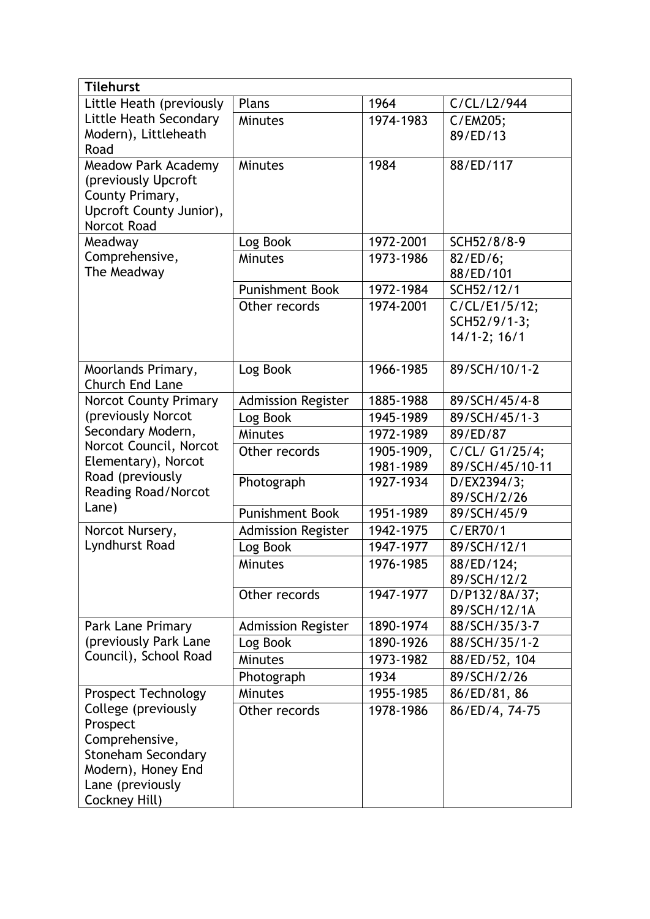| Tilehurst | | | |
|---|---|---|---|
| Little Heath (previously Little Heath Secondary Modern), Littleheath Road | Plans | 1964 | C/CL/L2/944 |
| | Minutes | 1974-1983 | C/EM205; 89/ED/13 |
| Meadow Park Academy (previously Upcroft County Primary, Upcroft County Junior), Norcot Road | Minutes | 1984 | 88/ED/117 |
| Meadway Comprehensive, The Meadway | Log Book | 1972-2001 | SCH52/8/8-9 |
| | Minutes | 1973-1986 | 82/ED/6; 88/ED/101 |
| | Punishment Book | 1972-1984 | SCH52/12/1 |
| | Other records | 1974-2001 | C/CL/E1/5/12; SCH52/9/1-3; 14/1-2; 16/1 |
| Moorlands Primary, Church End Lane | Log Book | 1966-1985 | 89/SCH/10/1-2 |
| Norcot County Primary (previously Norcot Secondary Modern, Norcot Council, Norcot Elementary), Norcot Road (previously Reading Road/Norcot Lane) | Admission Register | 1885-1988 | 89/SCH/45/4-8 |
| | Log Book | 1945-1989 | 89/SCH/45/1-3 |
| | Minutes | 1972-1989 | 89/ED/87 |
| | Other records | 1905-1909, 1981-1989 | C/CL/ G1/25/4; 89/SCH/45/10-11 |
| | Photograph | 1927-1934 | D/EX2394/3; 89/SCH/2/26 |
| | Punishment Book | 1951-1989 | 89/SCH/45/9 |
| Norcot Nursery, Lyndhurst Road | Admission Register | 1942-1975 | C/ER70/1 |
| | Log Book | 1947-1977 | 89/SCH/12/1 |
| | Minutes | 1976-1985 | 88/ED/124; 89/SCH/12/2 |
| | Other records | 1947-1977 | D/P132/8A/37; 89/SCH/12/1A |
| Park Lane Primary (previously Park Lane Council), School Road | Admission Register | 1890-1974 | 88/SCH/35/3-7 |
| | Log Book | 1890-1926 | 88/SCH/35/1-2 |
| | Minutes | 1973-1982 | 88/ED/52, 104 |
| | Photograph | 1934 | 89/SCH/2/26 |
| Prospect Technology College (previously Prospect Comprehensive, Stoneham Secondary Modern), Honey End Lane (previously Cockney Hill) | Minutes | 1955-1985 | 86/ED/81, 86 |
| | Other records | 1978-1986 | 86/ED/4, 74-75 |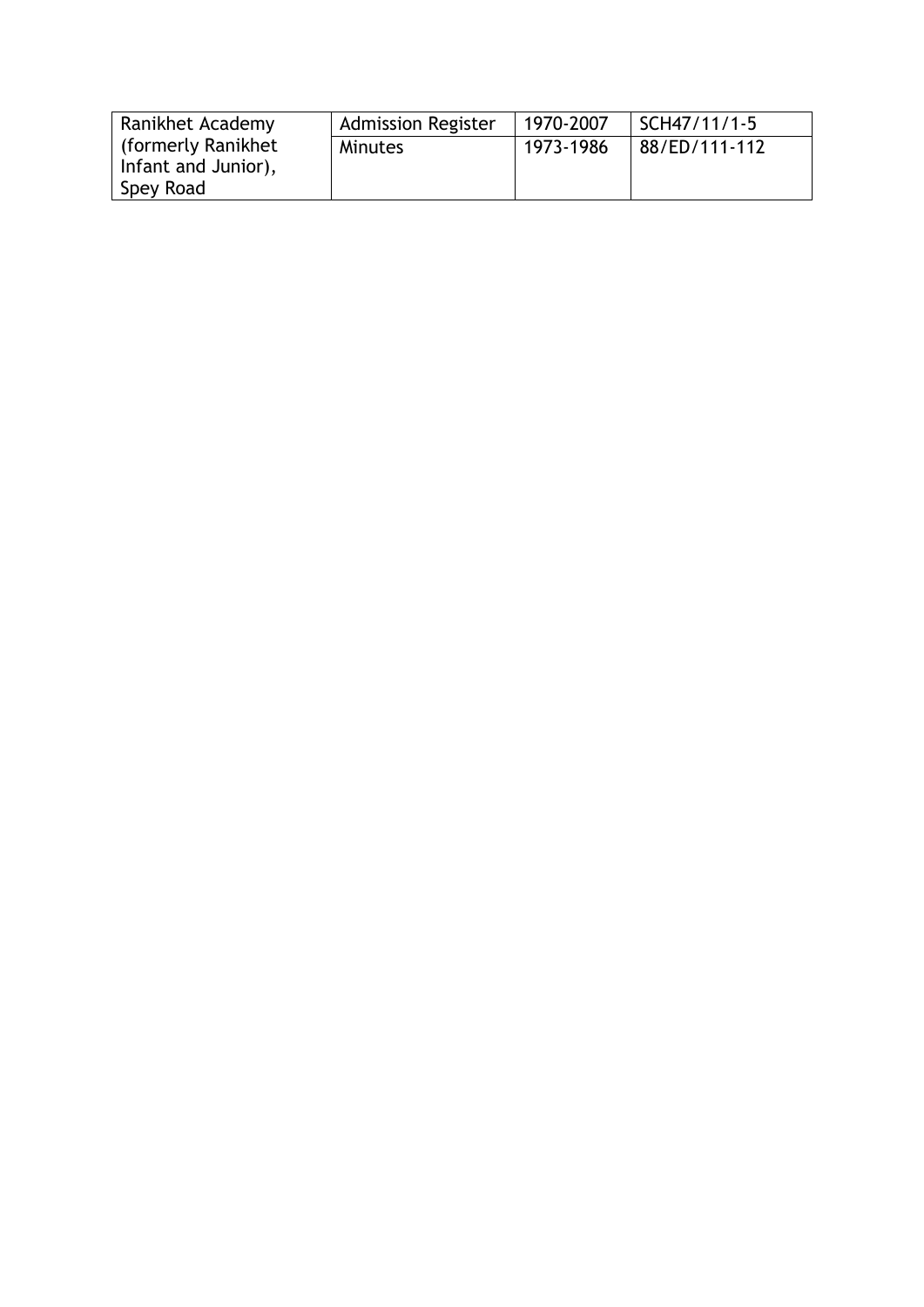| Ranikhet Academy (formerly Ranikhet Infant and Junior), Spey Road | Admission Register | 1970-2007 | SCH47/11/1-5 |
| --- | --- | --- | --- |
| | Minutes | 1973-1986 | 88/ED/111-112 |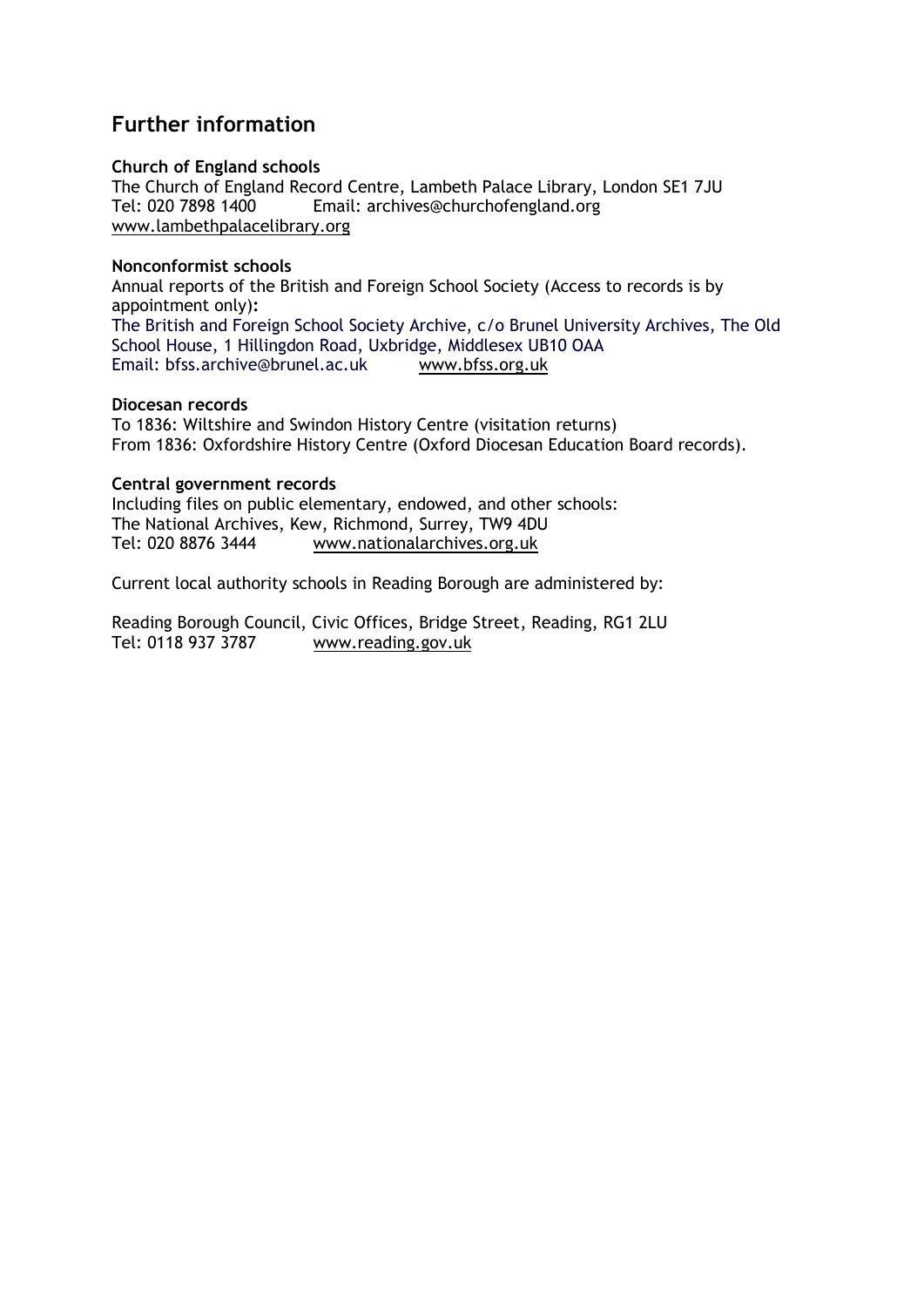## Further information

**Church of England schools**
The Church of England Record Centre, Lambeth Palace Library, London SE1 7JU
Tel: 020 7898 1400 Email: archives@churchofengland.org
www.lambethpalacelibrary.org

**Nonconformist schools**
Annual reports of the British and Foreign School Society (Access to records is by appointment only)**:**
The British and Foreign School Society Archive, c/o Brunel University Archives, The Old School House, 1 Hillingdon Road, Uxbridge, Middlesex UB10 OAA
Email: bfss.archive@brunel.ac.uk www.bfss.org.uk

**Diocesan records**
To 1836: Wiltshire and Swindon History Centre (visitation returns)
From 1836: Oxfordshire History Centre (Oxford Diocesan Education Board records).

**Central government records**
Including files on public elementary, endowed, and other schools:
The National Archives, Kew, Richmond, Surrey, TW9 4DU
Tel: 020 8876 3444 www.nationalarchives.org.uk

Current local authority schools in Reading Borough are administered by:

Reading Borough Council, Civic Offices, Bridge Street, Reading, RG1 2LU
Tel: 0118 937 3787 www.reading.gov.uk